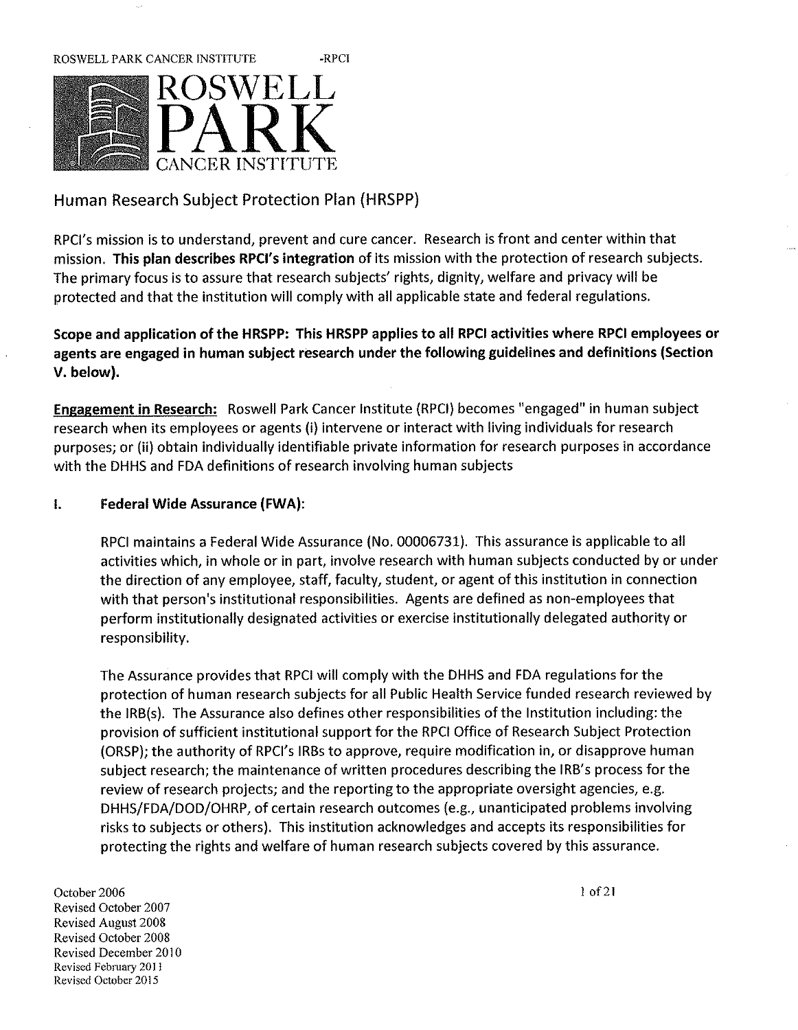ROSWELL PARK CANCER INSTITUTE -RPCI

# ROSWELL PARK CANCER INSTITUTE

## Human Research Subject Protection Plan (HRSPP)

RPCI's mission is to understand, prevent and cure cancer. Research is front and center within that mission. **This plan describes RPCI's integration** of its mission with the protection of research subjects. The primary focus is to assure that research subjects' rights, dignity, welfare and privacy will be protected and that the institution will comply with all applicable state and federal regulations.

**Scope and application of the HRSPP: This HRSPP applies to all RPCI activities where RPCI employees or agents are engaged in human subject research under the following guidelines and definitions (Section V. below).**

**<u>Engagement in Research:</u>** Roswell Park Cancer Institute (RPCI) becomes "engaged" in human subject research when its employees or agents (i) intervene or interact with living individuals for research purposes; or (ii) obtain individually identifiable private information for research purposes in accordance with the DHHS and FDA definitions of research involving human subjects

### I. Federal Wide Assurance (FWA):

RPCI maintains a Federal Wide Assurance (No. 00006731). This assurance is applicable to all activities which, in whole or in part, involve research with human subjects conducted by or under the direction of any employee, staff, faculty, student, or agent of this institution in connection with that person's institutional responsibilities. Agents are defined as non-employees that perform institutionally designated activities or exercise institutionally delegated authority or responsibility.

The Assurance provides that RPCI will comply with the DHHS and FDA regulations for the protection of human research subjects for all Public Health Service funded research reviewed by the IRB(s). The Assurance also defines other responsibilities of the Institution including: the provision of sufficient institutional support for the RPCI Office of Research Subject Protection (ORSP); the authority of RPCI's IRBs to approve, require modification in, or disapprove human subject research; the maintenance of written procedures describing the IRB's process for the review of research projects; and the reporting to the appropriate oversight agencies, e.g. DHHS/FDA/DOD/OHRP, of certain research outcomes (e.g., unanticipated problems involving risks to subjects or others). This institution acknowledges and accepts its responsibilities for protecting the rights and welfare of human research subjects covered by this assurance.

October 2006
Revised October 2007
Revised August 2008
Revised October 2008
Revised December 2010
Revised February 2011
Revised October 2015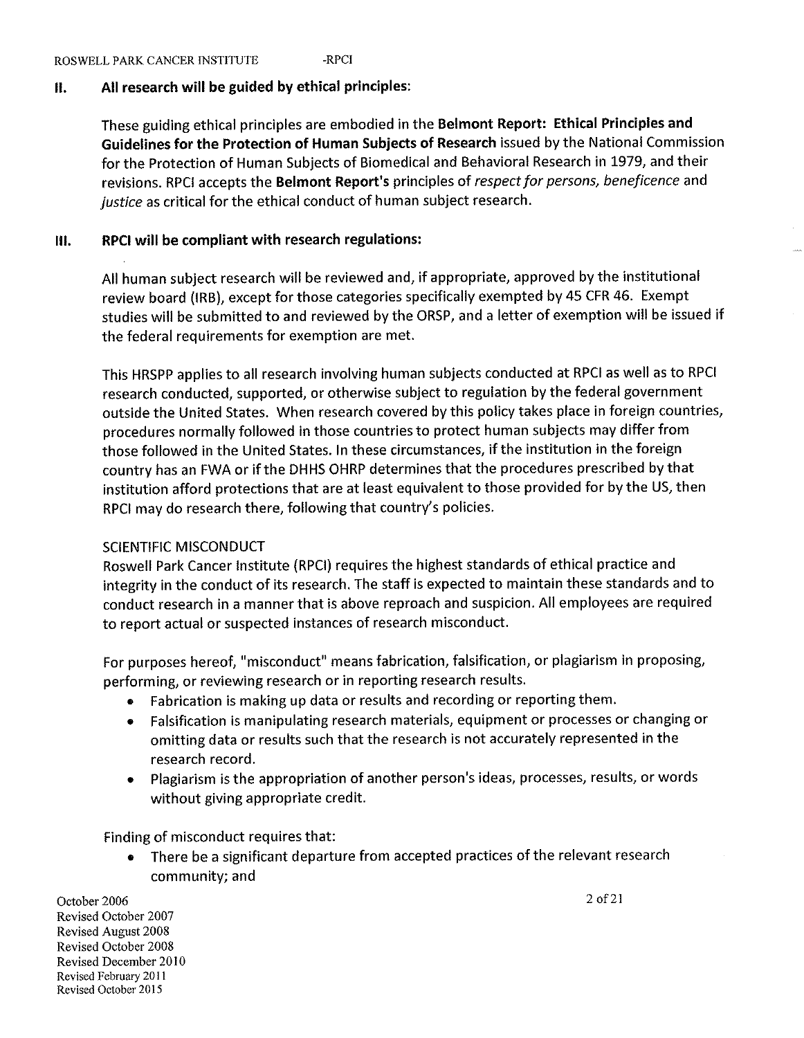## II. All research will be guided by ethical principles:

These guiding ethical principles are embodied in the **Belmont Report: Ethical Principles and Guidelines for the Protection of Human Subjects of Research** issued by the National Commission for the Protection of Human Subjects of Biomedical and Behavioral Research in 1979, and their revisions. RPCI accepts the **Belmont Report's** principles of *respect for persons, beneficence* and *justice* as critical for the ethical conduct of human subject research.

## III. RPCI will be compliant with research regulations:

All human subject research will be reviewed and, if appropriate, approved by the institutional review board (IRB), except for those categories specifically exempted by 45 CFR 46. Exempt studies will be submitted to and reviewed by the ORSP, and a letter of exemption will be issued if the federal requirements for exemption are met.

This HRSPP applies to all research involving human subjects conducted at RPCI as well as to RPCI research conducted, supported, or otherwise subject to regulation by the federal government outside the United States. When research covered by this policy takes place in foreign countries, procedures normally followed in those countries to protect human subjects may differ from those followed in the United States. In these circumstances, if the institution in the foreign country has an FWA or if the DHHS OHRP determines that the procedures prescribed by that institution afford protections that are at least equivalent to those provided for by the US, then RPCI may do research there, following that country's policies.

SCIENTIFIC MISCONDUCT

Roswell Park Cancer Institute (RPCI) requires the highest standards of ethical practice and integrity in the conduct of its research. The staff is expected to maintain these standards and to conduct research in a manner that is above reproach and suspicion. All employees are required to report actual or suspected instances of research misconduct.

For purposes hereof, "misconduct" means fabrication, falsification, or plagiarism in proposing, performing, or reviewing research or in reporting research results.

- Fabrication is making up data or results and recording or reporting them.
- Falsification is manipulating research materials, equipment or processes or changing or omitting data or results such that the research is not accurately represented in the research record.
- Plagiarism is the appropriation of another person's ideas, processes, results, or words without giving appropriate credit.

Finding of misconduct requires that:

- There be a significant departure from accepted practices of the relevant research community; and

October 2006
Revised October 2007
Revised August 2008
Revised October 2008
Revised December 2010
Revised February 2011
Revised October 2015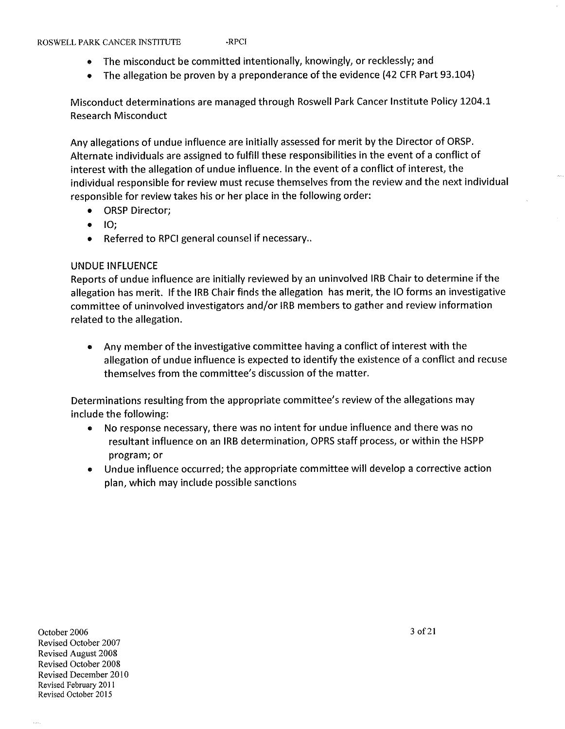- The misconduct be committed intentionally, knowingly, or recklessly; and
- The allegation be proven by a preponderance of the evidence (42 CFR Part 93.104)

Misconduct determinations are managed through Roswell Park Cancer Institute Policy 1204.1 Research Misconduct

Any allegations of undue influence are initially assessed for merit by the Director of ORSP. Alternate individuals are assigned to fulfill these responsibilities in the event of a conflict of interest with the allegation of undue influence. In the event of a conflict of interest, the individual responsible for review must recuse themselves from the review and the next individual responsible for review takes his or her place in the following order:

- ORSP Director;
- IO;
- Referred to RPCI general counsel if necessary..

## UNDUE INFLUENCE

Reports of undue influence are initially reviewed by an uninvolved IRB Chair to determine if the allegation has merit. If the IRB Chair finds the allegation has merit, the IO forms an investigative committee of uninvolved investigators and/or IRB members to gather and review information related to the allegation.

- Any member of the investigative committee having a conflict of interest with the allegation of undue influence is expected to identify the existence of a conflict and recuse themselves from the committee's discussion of the matter.

Determinations resulting from the appropriate committee's review of the allegations may include the following:

- No response necessary, there was no intent for undue influence and there was no resultant influence on an IRB determination, OPRS staff process, or within the HSPP program; or
- Undue influence occurred; the appropriate committee will develop a corrective action plan, which may include possible sanctions

October 2006
Revised October 2007
Revised August 2008
Revised October 2008
Revised December 2010
Revised February 2011
Revised October 2015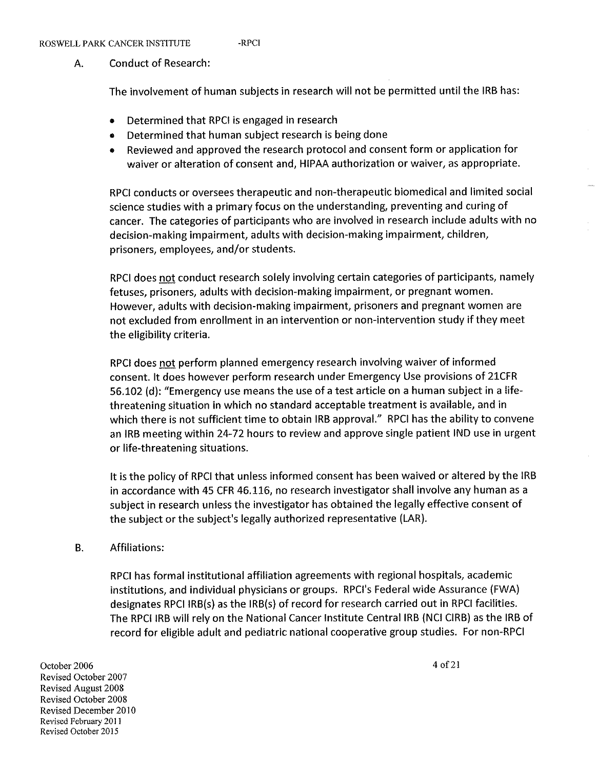A. Conduct of Research:

The involvement of human subjects in research will not be permitted until the IRB has:

- Determined that RPCI is engaged in research
- Determined that human subject research is being done
- Reviewed and approved the research protocol and consent form or application for waiver or alteration of consent and, HIPAA authorization or waiver, as appropriate.

RPCI conducts or oversees therapeutic and non-therapeutic biomedical and limited social science studies with a primary focus on the understanding, preventing and curing of cancer. The categories of participants who are involved in research include adults with no decision-making impairment, adults with decision-making impairment, children, prisoners, employees, and/or students.

RPCI does not conduct research solely involving certain categories of participants, namely fetuses, prisoners, adults with decision-making impairment, or pregnant women. However, adults with decision-making impairment, prisoners and pregnant women are not excluded from enrollment in an intervention or non-intervention study if they meet the eligibility criteria.

RPCI does not perform planned emergency research involving waiver of informed consent. It does however perform research under Emergency Use provisions of 21CFR 56.102 (d): "Emergency use means the use of a test article on a human subject in a life-threatening situation in which no standard acceptable treatment is available, and in which there is not sufficient time to obtain IRB approval." RPCI has the ability to convene an IRB meeting within 24-72 hours to review and approve single patient IND use in urgent or life-threatening situations.

It is the policy of RPCI that unless informed consent has been waived or altered by the IRB in accordance with 45 CFR 46.116, no research investigator shall involve any human as a subject in research unless the investigator has obtained the legally effective consent of the subject or the subject's legally authorized representative (LAR).

B. Affiliations:

RPCI has formal institutional affiliation agreements with regional hospitals, academic institutions, and individual physicians or groups. RPCI's Federal wide Assurance (FWA) designates RPCI IRB(s) as the IRB(s) of record for research carried out in RPCI facilities. The RPCI IRB will rely on the National Cancer Institute Central IRB (NCI CIRB) as the IRB of record for eligible adult and pediatric national cooperative group studies. For non-RPCI

October 2006
Revised October 2007
Revised August 2008
Revised October 2008
Revised December 2010
Revised February 2011
Revised October 2015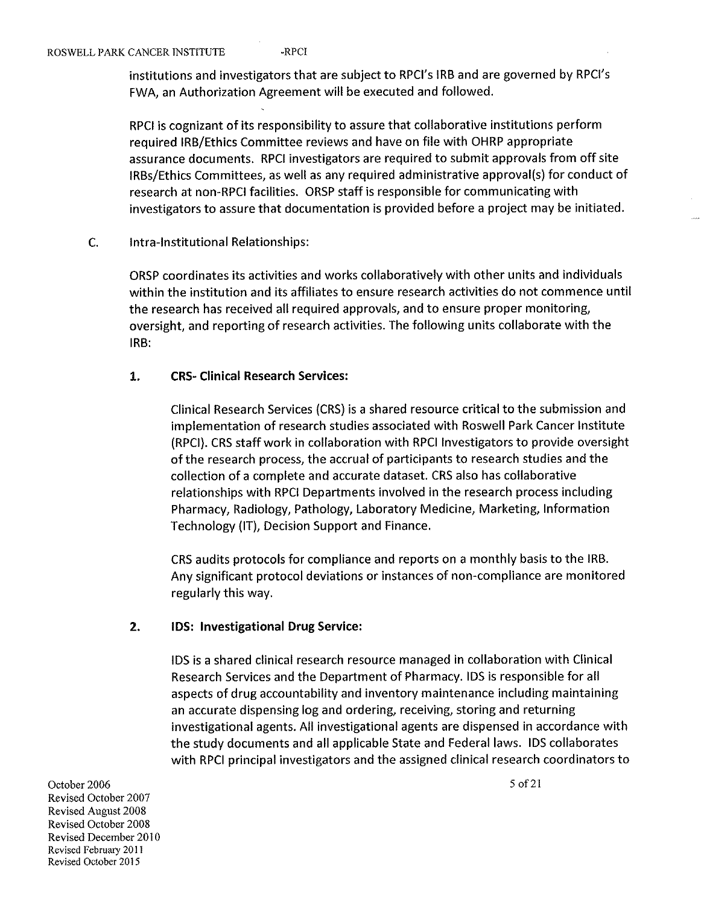institutions and investigators that are subject to RPCI's IRB and are governed by RPCI's FWA, an Authorization Agreement will be executed and followed.

RPCI is cognizant of its responsibility to assure that collaborative institutions perform required IRB/Ethics Committee reviews and have on file with OHRP appropriate assurance documents. RPCI investigators are required to submit approvals from off site IRBs/Ethics Committees, as well as any required administrative approval(s) for conduct of research at non-RPCI facilities. ORSP staff is responsible for communicating with investigators to assure that documentation is provided before a project may be initiated.

C. Intra-Institutional Relationships:

ORSP coordinates its activities and works collaboratively with other units and individuals within the institution and its affiliates to ensure research activities do not commence until the research has received all required approvals, and to ensure proper monitoring, oversight, and reporting of research activities. The following units collaborate with the IRB:

**1. CRS- Clinical Research Services:**

Clinical Research Services (CRS) is a shared resource critical to the submission and implementation of research studies associated with Roswell Park Cancer Institute (RPCI). CRS staff work in collaboration with RPCI Investigators to provide oversight of the research process, the accrual of participants to research studies and the collection of a complete and accurate dataset. CRS also has collaborative relationships with RPCI Departments involved in the research process including Pharmacy, Radiology, Pathology, Laboratory Medicine, Marketing, Information Technology (IT), Decision Support and Finance.

CRS audits protocols for compliance and reports on a monthly basis to the IRB. Any significant protocol deviations or instances of non-compliance are monitored regularly this way.

**2. IDS: Investigational Drug Service:**

IDS is a shared clinical research resource managed in collaboration with Clinical Research Services and the Department of Pharmacy. IDS is responsible for all aspects of drug accountability and inventory maintenance including maintaining an accurate dispensing log and ordering, receiving, storing and returning investigational agents. All investigational agents are dispensed in accordance with the study documents and all applicable State and Federal laws. IDS collaborates with RPCI principal investigators and the assigned clinical research coordinators to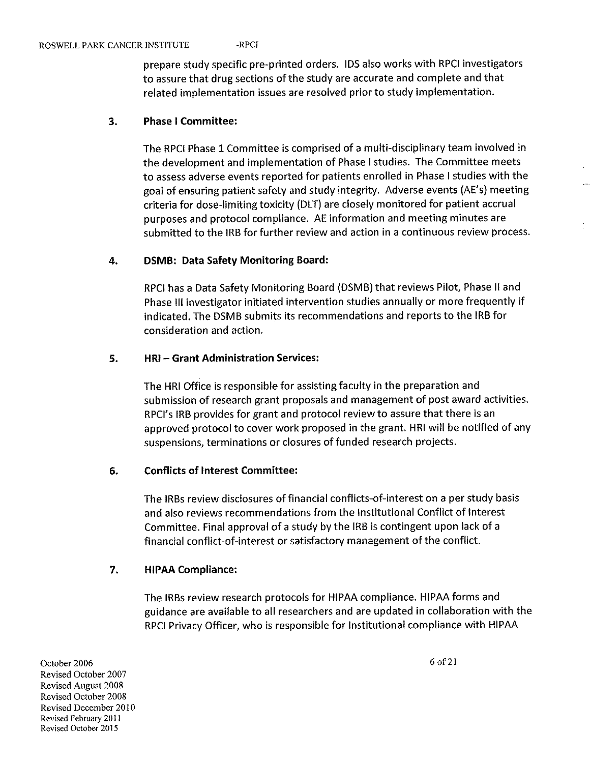prepare study specific pre-printed orders. IDS also works with RPCI investigators to assure that drug sections of the study are accurate and complete and that related implementation issues are resolved prior to study implementation.

### 3. Phase I Committee:

The RPCI Phase 1 Committee is comprised of a multi-disciplinary team involved in the development and implementation of Phase I studies. The Committee meets to assess adverse events reported for patients enrolled in Phase I studies with the goal of ensuring patient safety and study integrity. Adverse events (AE's) meeting criteria for dose-limiting toxicity (DLT) are closely monitored for patient accrual purposes and protocol compliance. AE information and meeting minutes are submitted to the IRB for further review and action in a continuous review process.

### 4. DSMB: Data Safety Monitoring Board:

RPCI has a Data Safety Monitoring Board (DSMB) that reviews Pilot, Phase II and Phase III investigator initiated intervention studies annually or more frequently if indicated. The DSMB submits its recommendations and reports to the IRB for consideration and action.

### 5. HRI – Grant Administration Services:

The HRI Office is responsible for assisting faculty in the preparation and submission of research grant proposals and management of post award activities. RPCI's IRB provides for grant and protocol review to assure that there is an approved protocol to cover work proposed in the grant. HRI will be notified of any suspensions, terminations or closures of funded research projects.

### 6. Conflicts of Interest Committee:

The IRBs review disclosures of financial conflicts-of-interest on a per study basis and also reviews recommendations from the Institutional Conflict of Interest Committee. Final approval of a study by the IRB is contingent upon lack of a financial conflict-of-interest or satisfactory management of the conflict.

### 7. HIPAA Compliance:

The IRBs review research protocols for HIPAA compliance. HIPAA forms and guidance are available to all researchers and are updated in collaboration with the RPCI Privacy Officer, who is responsible for Institutional compliance with HIPAA

October 2006
Revised October 2007
Revised August 2008
Revised October 2008
Revised December 2010
Revised February 2011
Revised October 2015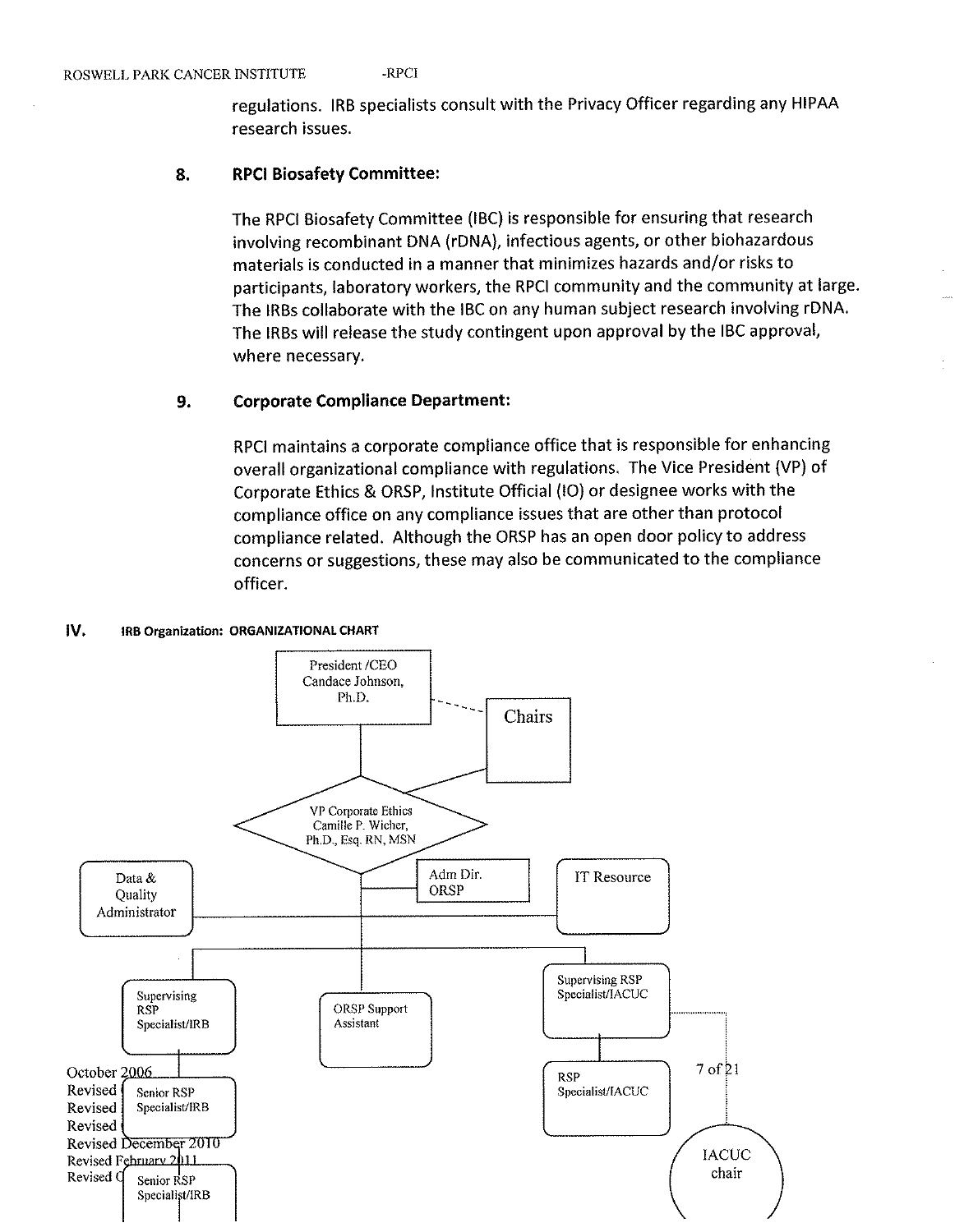regulations. IRB specialists consult with the Privacy Officer regarding any HIPAA research issues.

### 8. RPCI Biosafety Committee:

The RPCI Biosafety Committee (IBC) is responsible for ensuring that research involving recombinant DNA (rDNA), infectious agents, or other biohazardous materials is conducted in a manner that minimizes hazards and/or risks to participants, laboratory workers, the RPCI community and the community at large. The IRBs collaborate with the IBC on any human subject research involving rDNA. The IRBs will release the study contingent upon approval by the IBC approval, where necessary.

### 9. Corporate Compliance Department:

RPCI maintains a corporate compliance office that is responsible for enhancing overall organizational compliance with regulations. The Vice President (VP) of Corporate Ethics & ORSP, Institute Official (IO) or designee works with the compliance office on any compliance issues that are other than protocol compliance related. Although the ORSP has an open door policy to address concerns or suggestions, these may also be communicated to the compliance officer.

## IV. IRB Organization: ORGANIZATIONAL CHART

President /CEO
Candace Johnson, Ph.D.

Chairs

VP Corporate Ethics
Camille P. Wicher, Ph.D., Esq. RN, MSN

Adm Dir. ORSP

Data & Quality Administrator

IT Resource

Supervising RSP Specialist/IRB

ORSP Support Assistant

Supervising RSP Specialist/IACUC

Senior RSP Specialist/IRB

RSP Specialist/IACUC

Senior RSP Specialist/IRB

IACUC chair

October 2006
Revised
Revised
Revised
Revised December 2010
Revised February 2011
Revised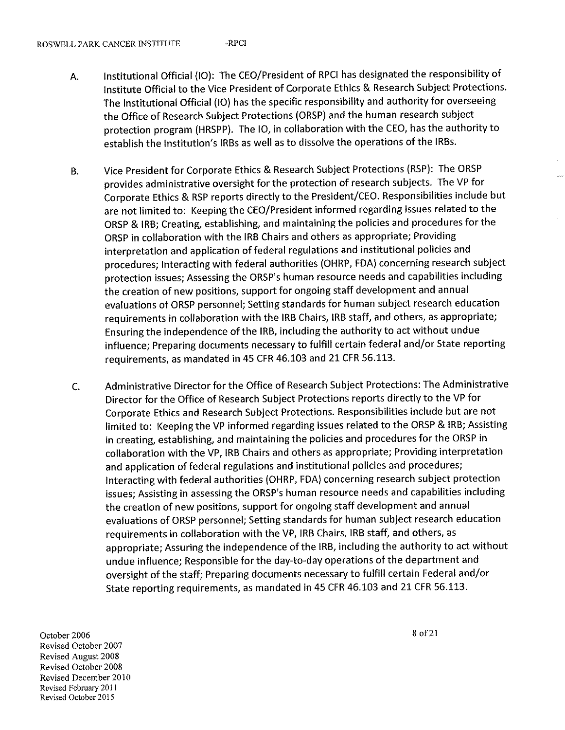A. Institutional Official (IO): The CEO/President of RPCI has designated the responsibility of Institute Official to the Vice President of Corporate Ethics & Research Subject Protections. The Institutional Official (IO) has the specific responsibility and authority for overseeing the Office of Research Subject Protections (ORSP) and the human research subject protection program (HRSPP). The IO, in collaboration with the CEO, has the authority to establish the Institution's IRBs as well as to dissolve the operations of the IRBs.

B. Vice President for Corporate Ethics & Research Subject Protections (RSP): The ORSP provides administrative oversight for the protection of research subjects. The VP for Corporate Ethics & RSP reports directly to the President/CEO. Responsibilities include but are not limited to: Keeping the CEO/President informed regarding issues related to the ORSP & IRB; Creating, establishing, and maintaining the policies and procedures for the ORSP in collaboration with the IRB Chairs and others as appropriate; Providing interpretation and application of federal regulations and institutional policies and procedures; Interacting with federal authorities (OHRP, FDA) concerning research subject protection issues; Assessing the ORSP's human resource needs and capabilities including the creation of new positions, support for ongoing staff development and annual evaluations of ORSP personnel; Setting standards for human subject research education requirements in collaboration with the IRB Chairs, IRB staff, and others, as appropriate; Ensuring the independence of the IRB, including the authority to act without undue influence; Preparing documents necessary to fulfill certain federal and/or State reporting requirements, as mandated in 45 CFR 46.103 and 21 CFR 56.113.

C. Administrative Director for the Office of Research Subject Protections: The Administrative Director for the Office of Research Subject Protections reports directly to the VP for Corporate Ethics and Research Subject Protections. Responsibilities include but are not limited to: Keeping the VP informed regarding issues related to the ORSP & IRB; Assisting in creating, establishing, and maintaining the policies and procedures for the ORSP in collaboration with the VP, IRB Chairs and others as appropriate; Providing interpretation and application of federal regulations and institutional policies and procedures; Interacting with federal authorities (OHRP, FDA) concerning research subject protection issues; Assisting in assessing the ORSP's human resource needs and capabilities including the creation of new positions, support for ongoing staff development and annual evaluations of ORSP personnel; Setting standards for human subject research education requirements in collaboration with the VP, IRB Chairs, IRB staff, and others, as appropriate; Assuring the independence of the IRB, including the authority to act without undue influence; Responsible for the day-to-day operations of the department and oversight of the staff; Preparing documents necessary to fulfill certain Federal and/or State reporting requirements, as mandated in 45 CFR 46.103 and 21 CFR 56.113.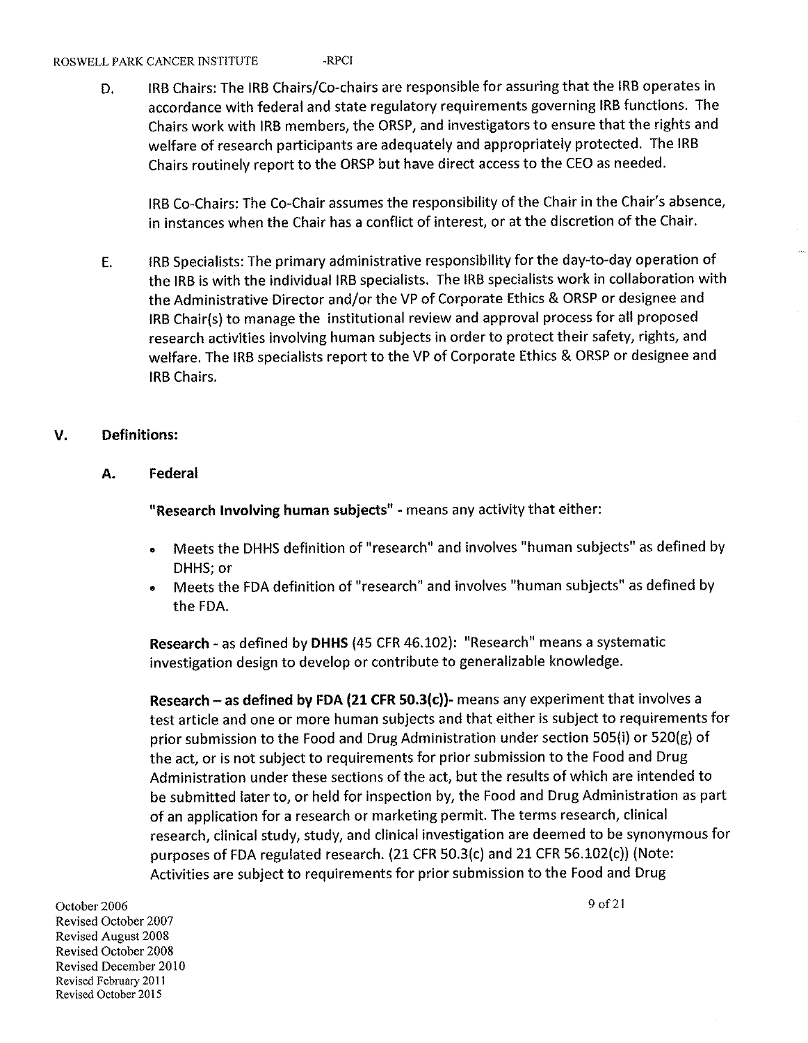D. IRB Chairs: The IRB Chairs/Co-chairs are responsible for assuring that the IRB operates in accordance with federal and state regulatory requirements governing IRB functions. The Chairs work with IRB members, the ORSP, and investigators to ensure that the rights and welfare of research participants are adequately and appropriately protected. The IRB Chairs routinely report to the ORSP but have direct access to the CEO as needed.

IRB Co-Chairs: The Co-Chair assumes the responsibility of the Chair in the Chair's absence, in instances when the Chair has a conflict of interest, or at the discretion of the Chair.

E. IRB Specialists: The primary administrative responsibility for the day-to-day operation of the IRB is with the individual IRB specialists. The IRB specialists work in collaboration with the Administrative Director and/or the VP of Corporate Ethics & ORSP or designee and IRB Chair(s) to manage the institutional review and approval process for all proposed research activities involving human subjects in order to protect their safety, rights, and welfare. The IRB specialists report to the VP of Corporate Ethics & ORSP or designee and IRB Chairs.

## V. Definitions:

### A. Federal

**"Research Involving human subjects"** - means any activity that either:

- Meets the DHHS definition of "research" and involves "human subjects" as defined by DHHS; or
- Meets the FDA definition of "research" and involves "human subjects" as defined by the FDA.

**Research** - as defined by **DHHS** (45 CFR 46.102): "Research" means a systematic investigation design to develop or contribute to generalizable knowledge.

**Research – as defined by FDA (21 CFR 50.3(c))**- means any experiment that involves a test article and one or more human subjects and that either is subject to requirements for prior submission to the Food and Drug Administration under section 505(i) or 520(g) of the act, or is not subject to requirements for prior submission to the Food and Drug Administration under these sections of the act, but the results of which are intended to be submitted later to, or held for inspection by, the Food and Drug Administration as part of an application for a research or marketing permit. The terms research, clinical research, clinical study, study, and clinical investigation are deemed to be synonymous for purposes of FDA regulated research. (21 CFR 50.3(c) and 21 CFR 56.102(c)) (Note: Activities are subject to requirements for prior submission to the Food and Drug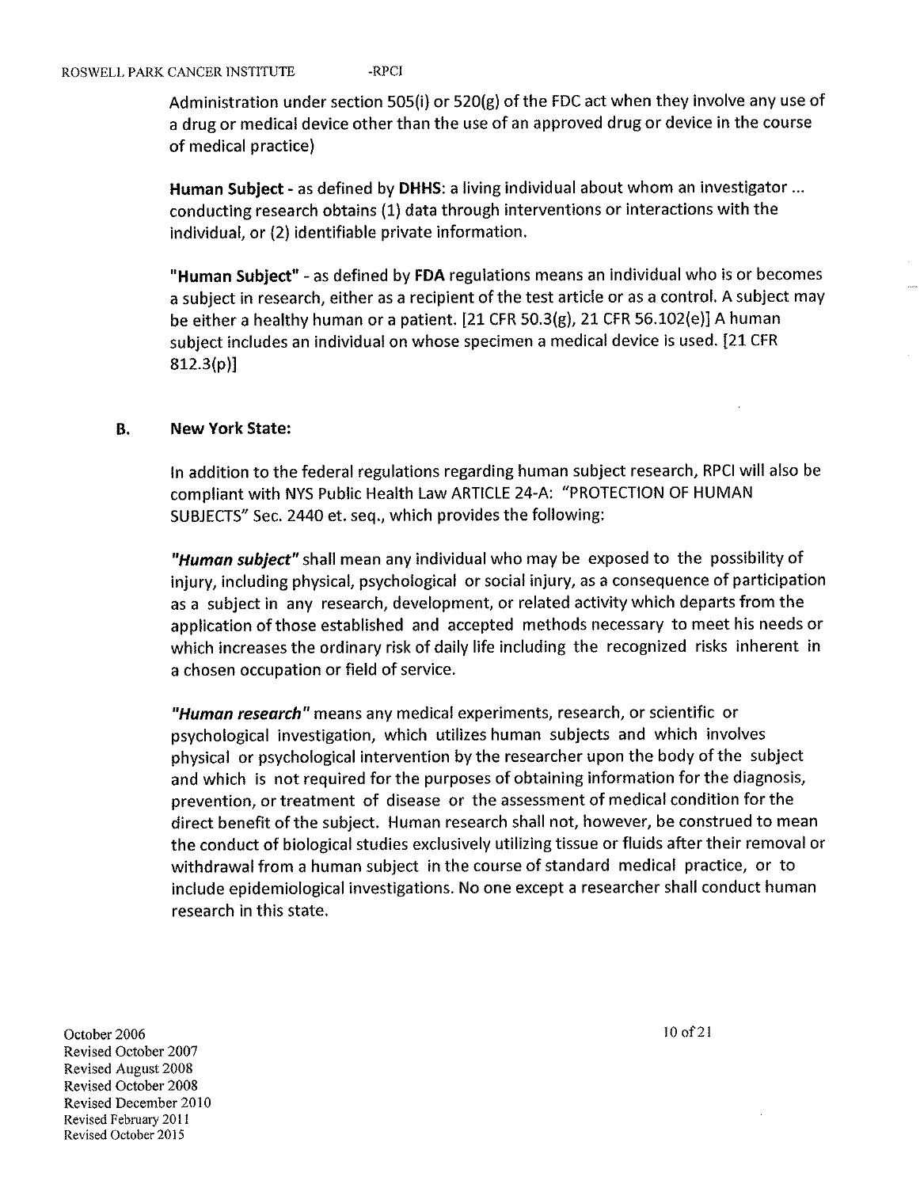Administration under section 505(i) or 520(g) of the FDC act when they involve any use of a drug or medical device other than the use of an approved drug or device in the course of medical practice)

**Human Subject** - as defined by **DHHS**: a living individual about whom an investigator ... conducting research obtains (1) data through interventions or interactions with the individual, or (2) identifiable private information.

**"Human Subject"** - as defined by **FDA** regulations means an individual who is or becomes a subject in research, either as a recipient of the test article or as a control. A subject may be either a healthy human or a patient. [21 CFR 50.3(g), 21 CFR 56.102(e)] A human subject includes an individual on whose specimen a medical device is used. [21 CFR 812.3(p)]

### B. New York State:

In addition to the federal regulations regarding human subject research, RPCI will also be compliant with NYS Public Health Law ARTICLE 24-A: "PROTECTION OF HUMAN SUBJECTS" Sec. 2440 et. seq., which provides the following:

***"Human subject"*** shall mean any individual who may be exposed to the possibility of injury, including physical, psychological or social injury, as a consequence of participation as a subject in any research, development, or related activity which departs from the application of those established and accepted methods necessary to meet his needs or which increases the ordinary risk of daily life including the recognized risks inherent in a chosen occupation or field of service.

***"Human research"*** means any medical experiments, research, or scientific or psychological investigation, which utilizes human subjects and which involves physical or psychological intervention by the researcher upon the body of the subject and which is not required for the purposes of obtaining information for the diagnosis, prevention, or treatment of disease or the assessment of medical condition for the direct benefit of the subject. Human research shall not, however, be construed to mean the conduct of biological studies exclusively utilizing tissue or fluids after their removal or withdrawal from a human subject in the course of standard medical practice, or to include epidemiological investigations. No one except a researcher shall conduct human research in this state.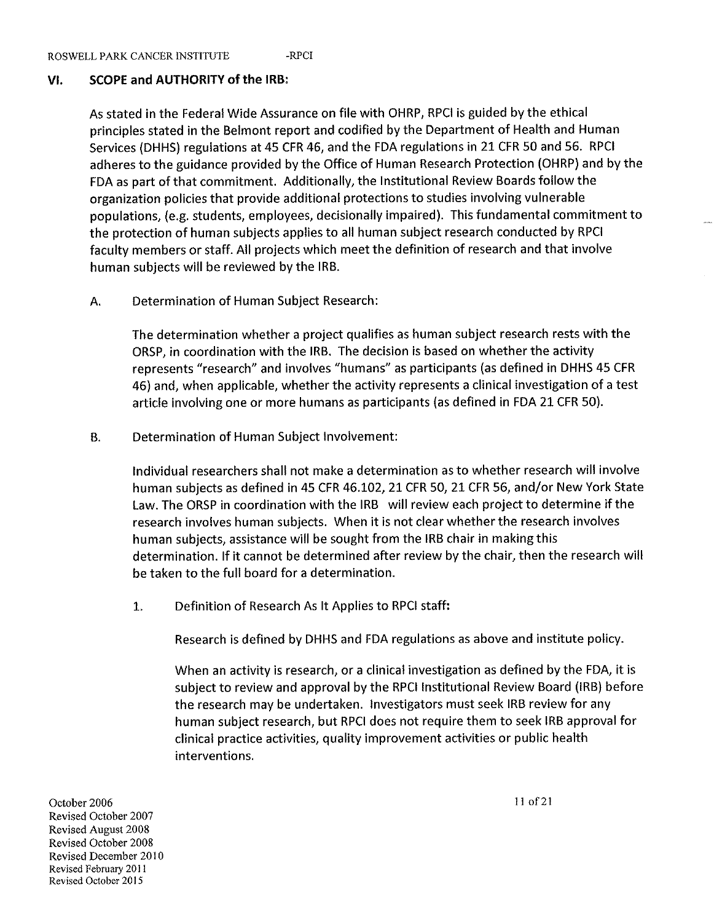## VI. SCOPE and AUTHORITY of the IRB:

As stated in the Federal Wide Assurance on file with OHRP, RPCI is guided by the ethical principles stated in the Belmont report and codified by the Department of Health and Human Services (DHHS) regulations at 45 CFR 46, and the FDA regulations in 21 CFR 50 and 56. RPCI adheres to the guidance provided by the Office of Human Research Protection (OHRP) and by the FDA as part of that commitment. Additionally, the Institutional Review Boards follow the organization policies that provide additional protections to studies involving vulnerable populations, (e.g. students, employees, decisionally impaired). This fundamental commitment to the protection of human subjects applies to all human subject research conducted by RPCI faculty members or staff. All projects which meet the definition of research and that involve human subjects will be reviewed by the IRB.

### A. Determination of Human Subject Research:

The determination whether a project qualifies as human subject research rests with the ORSP, in coordination with the IRB. The decision is based on whether the activity represents "research" and involves "humans" as participants (as defined in DHHS 45 CFR 46) and, when applicable, whether the activity represents a clinical investigation of a test article involving one or more humans as participants (as defined in FDA 21 CFR 50).

### B. Determination of Human Subject Involvement:

Individual researchers shall not make a determination as to whether research will involve human subjects as defined in 45 CFR 46.102, 21 CFR 50, 21 CFR 56, and/or New York State Law. The ORSP in coordination with the IRB will review each project to determine if the research involves human subjects. When it is not clear whether the research involves human subjects, assistance will be sought from the IRB chair in making this determination. If it cannot be determined after review by the chair, then the research will be taken to the full board for a determination.

#### 1. Definition of Research As It Applies to RPCI staff:

Research is defined by DHHS and FDA regulations as above and institute policy.

When an activity is research, or a clinical investigation as defined by the FDA, it is subject to review and approval by the RPCI Institutional Review Board (IRB) before the research may be undertaken. Investigators must seek IRB review for any human subject research, but RPCI does not require them to seek IRB approval for clinical practice activities, quality improvement activities or public health interventions.

October 2006
Revised October 2007
Revised August 2008
Revised October 2008
Revised December 2010
Revised February 2011
Revised October 2015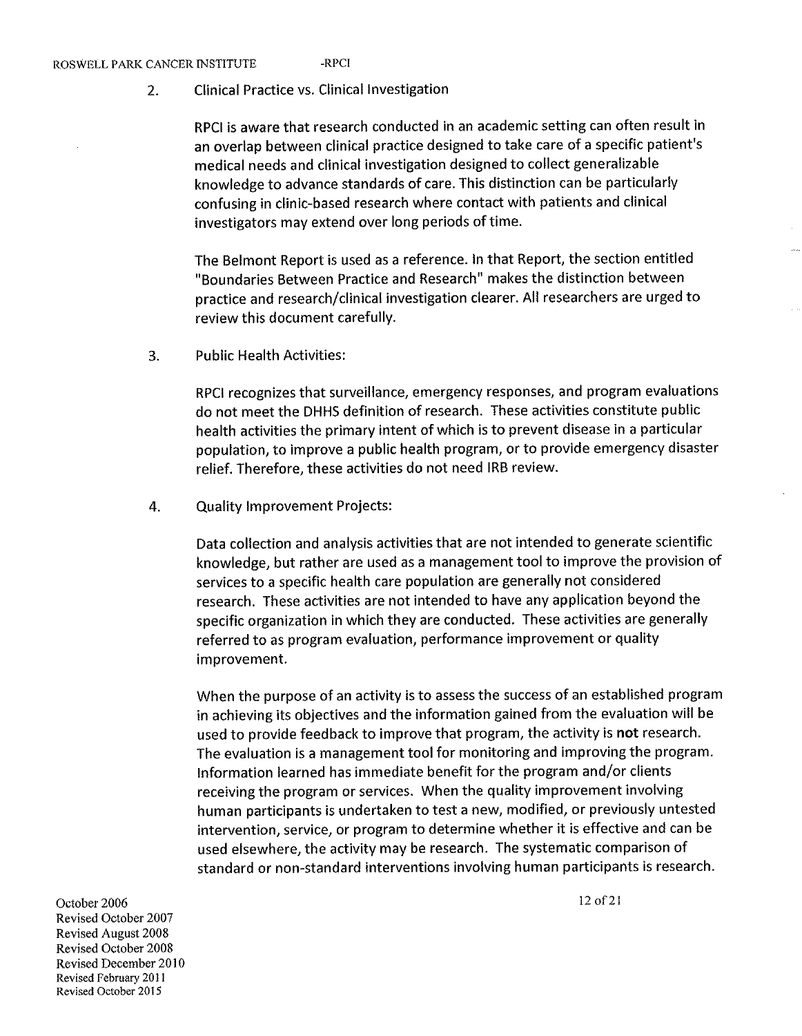2. Clinical Practice vs. Clinical Investigation

RPCI is aware that research conducted in an academic setting can often result in an overlap between clinical practice designed to take care of a specific patient's medical needs and clinical investigation designed to collect generalizable knowledge to advance standards of care. This distinction can be particularly confusing in clinic-based research where contact with patients and clinical investigators may extend over long periods of time.

The Belmont Report is used as a reference. In that Report, the section entitled "Boundaries Between Practice and Research" makes the distinction between practice and research/clinical investigation clearer. All researchers are urged to review this document carefully.

3. Public Health Activities:

RPCI recognizes that surveillance, emergency responses, and program evaluations do not meet the DHHS definition of research. These activities constitute public health activities the primary intent of which is to prevent disease in a particular population, to improve a public health program, or to provide emergency disaster relief. Therefore, these activities do not need IRB review.

4. Quality Improvement Projects:

Data collection and analysis activities that are not intended to generate scientific knowledge, but rather are used as a management tool to improve the provision of services to a specific health care population are generally not considered research. These activities are not intended to have any application beyond the specific organization in which they are conducted. These activities are generally referred to as program evaluation, performance improvement or quality improvement.

When the purpose of an activity is to assess the success of an established program in achieving its objectives and the information gained from the evaluation will be used to provide feedback to improve that program, the activity is **not** research. The evaluation is a management tool for monitoring and improving the program. Information learned has immediate benefit for the program and/or clients receiving the program or services. When the quality improvement involving human participants is undertaken to test a new, modified, or previously untested intervention, service, or program to determine whether it is effective and can be used elsewhere, the activity may be research. The systematic comparison of standard or non-standard interventions involving human participants is research.

October 2006
Revised October 2007
Revised August 2008
Revised October 2008
Revised December 2010
Revised February 2011
Revised October 2015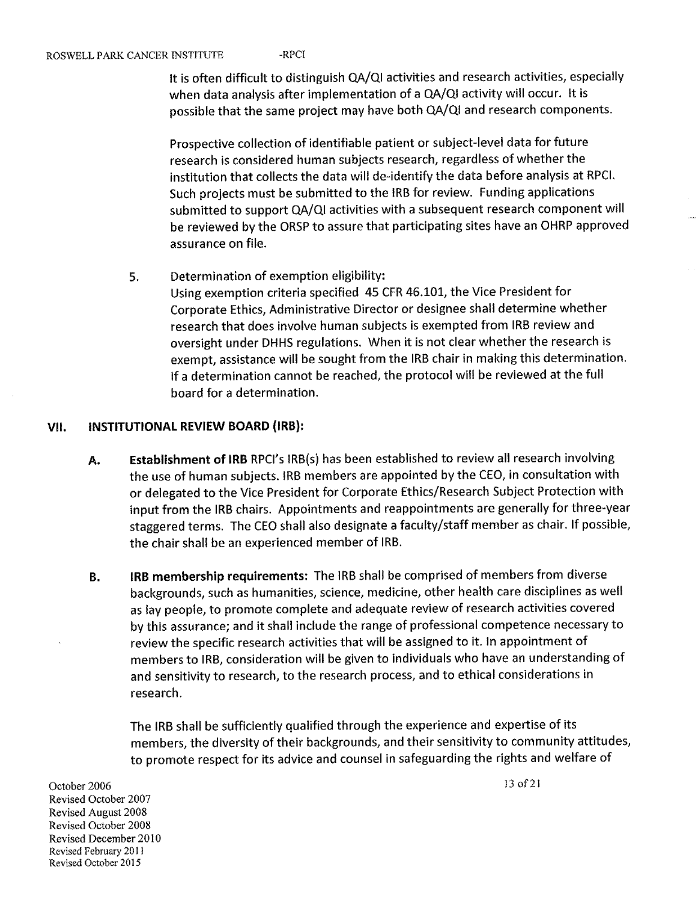It is often difficult to distinguish QA/QI activities and research activities, especially when data analysis after implementation of a QA/QI activity will occur. It is possible that the same project may have both QA/QI and research components.

Prospective collection of identifiable patient or subject-level data for future research is considered human subjects research, regardless of whether the institution that collects the data will de-identify the data before analysis at RPCI. Such projects must be submitted to the IRB for review. Funding applications submitted to support QA/QI activities with a subsequent research component will be reviewed by the ORSP to assure that participating sites have an OHRP approved assurance on file.

5. Determination of exemption eligibility:
Using exemption criteria specified 45 CFR 46.101, the Vice President for Corporate Ethics, Administrative Director or designee shall determine whether research that does involve human subjects is exempted from IRB review and oversight under DHHS regulations. When it is not clear whether the research is exempt, assistance will be sought from the IRB chair in making this determination. If a determination cannot be reached, the protocol will be reviewed at the full board for a determination.

## VII. INSTITUTIONAL REVIEW BOARD (IRB):

**A. Establishment of IRB** RPCI's IRB(s) has been established to review all research involving the use of human subjects. IRB members are appointed by the CEO, in consultation with or delegated to the Vice President for Corporate Ethics/Research Subject Protection with input from the IRB chairs. Appointments and reappointments are generally for three-year staggered terms. The CEO shall also designate a faculty/staff member as chair. If possible, the chair shall be an experienced member of IRB.

**B. IRB membership requirements:** The IRB shall be comprised of members from diverse backgrounds, such as humanities, science, medicine, other health care disciplines as well as lay people, to promote complete and adequate review of research activities covered by this assurance; and it shall include the range of professional competence necessary to review the specific research activities that will be assigned to it. In appointment of members to IRB, consideration will be given to individuals who have an understanding of and sensitivity to research, to the research process, and to ethical considerations in research.

The IRB shall be sufficiently qualified through the experience and expertise of its members, the diversity of their backgrounds, and their sensitivity to community attitudes, to promote respect for its advice and counsel in safeguarding the rights and welfare of

October 2006
Revised October 2007
Revised August 2008
Revised October 2008
Revised December 2010
Revised February 2011
Revised October 2015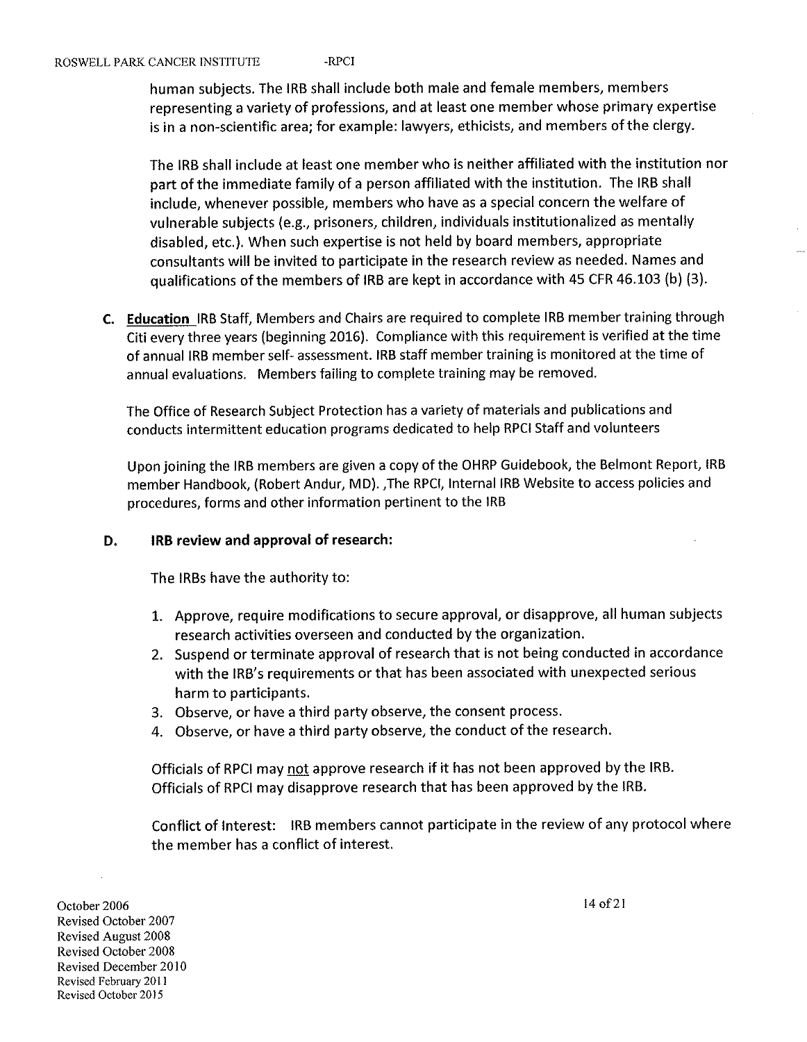human subjects. The IRB shall include both male and female members, members representing a variety of professions, and at least one member whose primary expertise is in a non-scientific area; for example: lawyers, ethicists, and members of the clergy.

The IRB shall include at least one member who is neither affiliated with the institution nor part of the immediate family of a person affiliated with the institution. The IRB shall include, whenever possible, members who have as a special concern the welfare of vulnerable subjects (e.g., prisoners, children, individuals institutionalized as mentally disabled, etc.). When such expertise is not held by board members, appropriate consultants will be invited to participate in the research review as needed. Names and qualifications of the members of IRB are kept in accordance with 45 CFR 46.103 (b) (3).

**C. Education** IRB Staff, Members and Chairs are required to complete IRB member training through Citi every three years (beginning 2016). Compliance with this requirement is verified at the time of annual IRB member self- assessment. IRB staff member training is monitored at the time of annual evaluations. Members failing to complete training may be removed.

The Office of Research Subject Protection has a variety of materials and publications and conducts intermittent education programs dedicated to help RPCI Staff and volunteers

Upon joining the IRB members are given a copy of the OHRP Guidebook, the Belmont Report, IRB member Handbook, (Robert Andur, MD). ,The RPCI, Internal IRB Website to access policies and procedures, forms and other information pertinent to the IRB

**D. IRB review and approval of research:**

The IRBs have the authority to:

1. Approve, require modifications to secure approval, or disapprove, all human subjects research activities overseen and conducted by the organization.
2. Suspend or terminate approval of research that is not being conducted in accordance with the IRB's requirements or that has been associated with unexpected serious harm to participants.
3. Observe, or have a third party observe, the consent process.
4. Observe, or have a third party observe, the conduct of the research.

Officials of RPCI may not approve research if it has not been approved by the IRB. Officials of RPCI may disapprove research that has been approved by the IRB.

Conflict of Interest: IRB members cannot participate in the review of any protocol where the member has a conflict of interest.

October 2006
Revised October 2007
Revised August 2008
Revised October 2008
Revised December 2010
Revised February 2011
Revised October 2015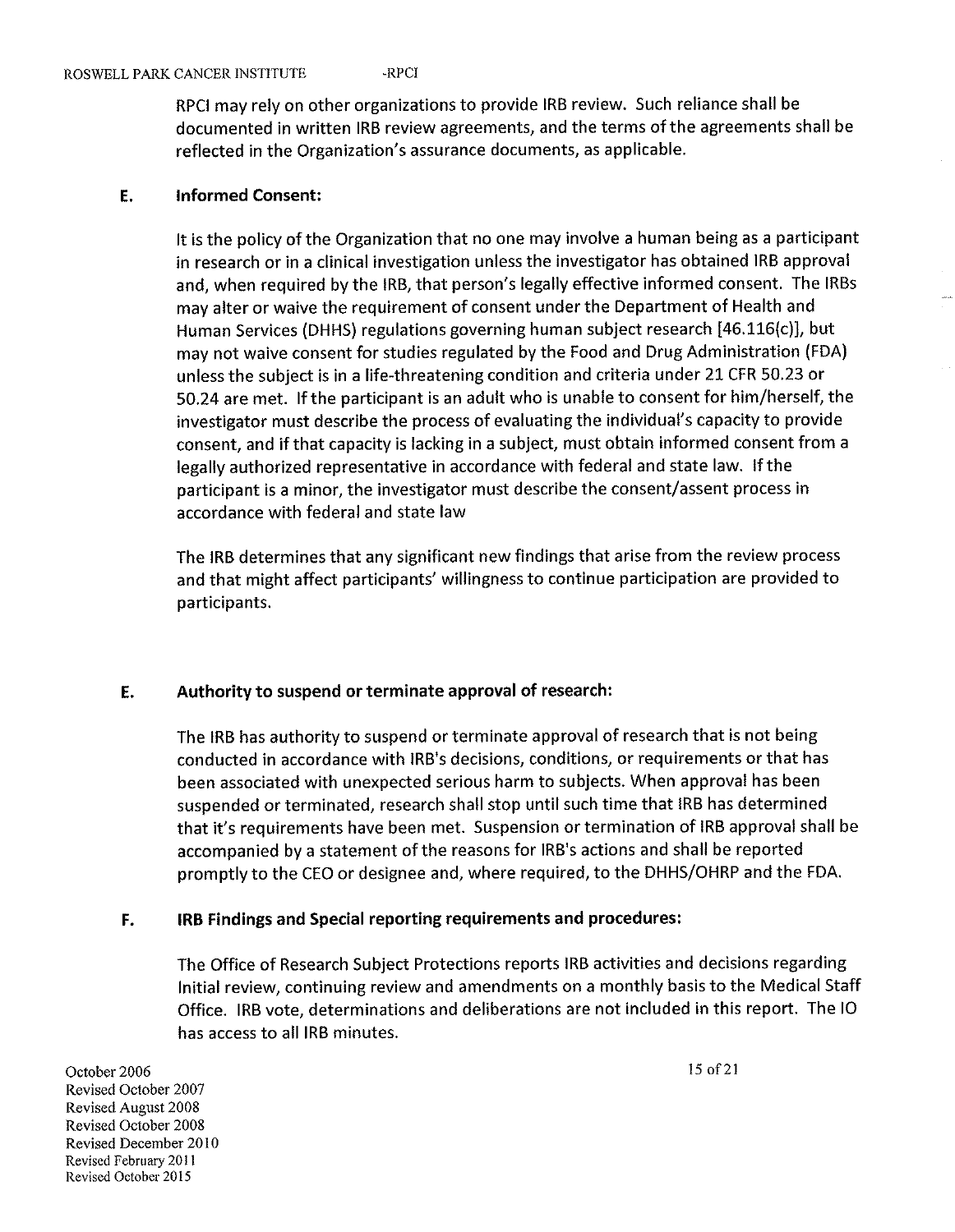RPCI may rely on other organizations to provide IRB review. Such reliance shall be documented in written IRB review agreements, and the terms of the agreements shall be reflected in the Organization's assurance documents, as applicable.

### E. Informed Consent:

It is the policy of the Organization that no one may involve a human being as a participant in research or in a clinical investigation unless the investigator has obtained IRB approval and, when required by the IRB, that person's legally effective informed consent. The IRBs may alter or waive the requirement of consent under the Department of Health and Human Services (DHHS) regulations governing human subject research [46.116(c)], but may not waive consent for studies regulated by the Food and Drug Administration (FDA) unless the subject is in a life-threatening condition and criteria under 21 CFR 50.23 or 50.24 are met. If the participant is an adult who is unable to consent for him/herself, the investigator must describe the process of evaluating the individual's capacity to provide consent, and if that capacity is lacking in a subject, must obtain informed consent from a legally authorized representative in accordance with federal and state law. If the participant is a minor, the investigator must describe the consent/assent process in accordance with federal and state law

The IRB determines that any significant new findings that arise from the review process and that might affect participants' willingness to continue participation are provided to participants.

### E. Authority to suspend or terminate approval of research:

The IRB has authority to suspend or terminate approval of research that is not being conducted in accordance with IRB's decisions, conditions, or requirements or that has been associated with unexpected serious harm to subjects. When approval has been suspended or terminated, research shall stop until such time that IRB has determined that it's requirements have been met. Suspension or termination of IRB approval shall be accompanied by a statement of the reasons for IRB's actions and shall be reported promptly to the CEO or designee and, where required, to the DHHS/OHRP and the FDA.

### F. IRB Findings and Special reporting requirements and procedures:

The Office of Research Subject Protections reports IRB activities and decisions regarding Initial review, continuing review and amendments on a monthly basis to the Medical Staff Office. IRB vote, determinations and deliberations are not included in this report. The IO has access to all IRB minutes.

October 2006
Revised October 2007
Revised August 2008
Revised October 2008
Revised December 2010
Revised February 2011
Revised October 2015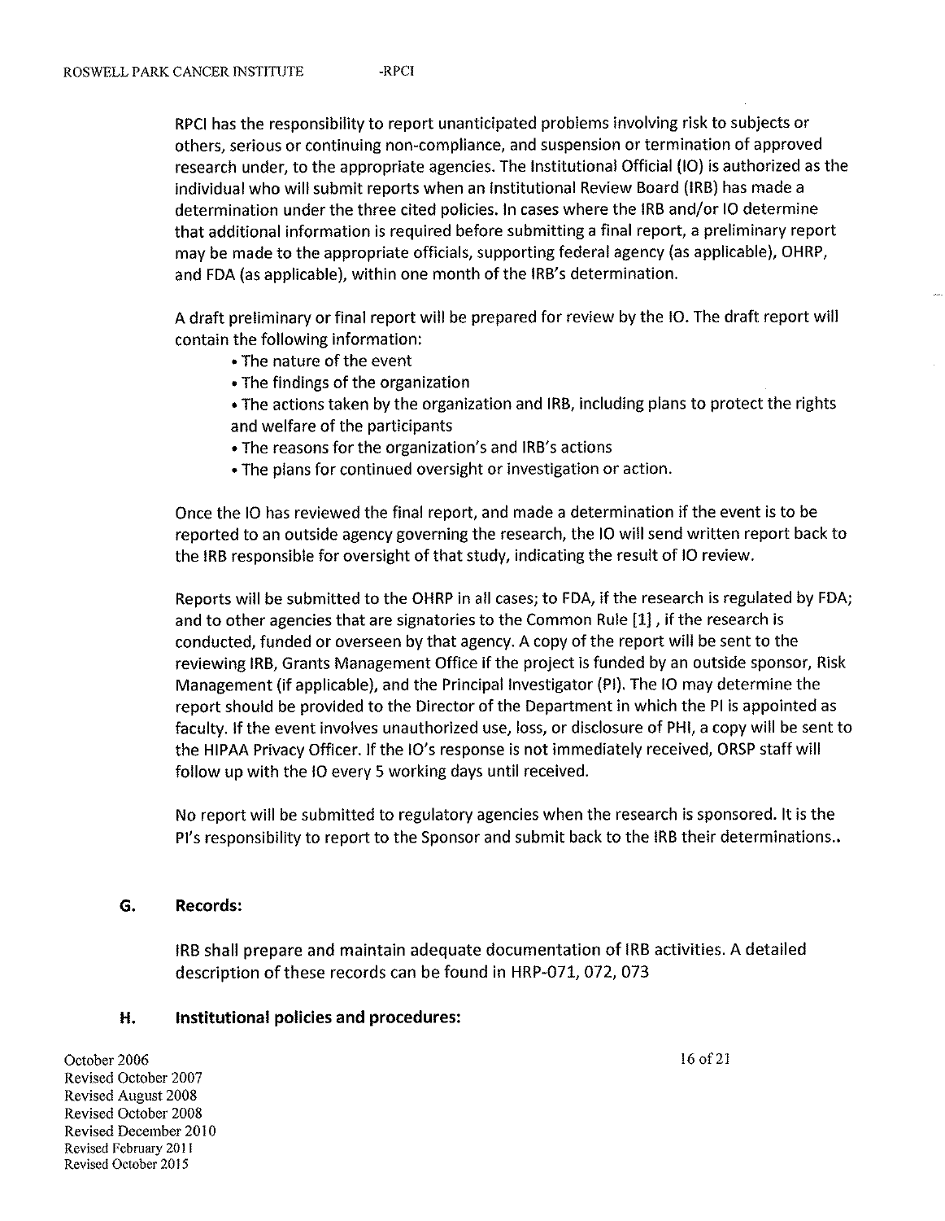RPCI has the responsibility to report unanticipated problems involving risk to subjects or others, serious or continuing non-compliance, and suspension or termination of approved research under, to the appropriate agencies. The Institutional Official (IO) is authorized as the individual who will submit reports when an Institutional Review Board (IRB) has made a determination under the three cited policies. In cases where the IRB and/or IO determine that additional information is required before submitting a final report, a preliminary report may be made to the appropriate officials, supporting federal agency (as applicable), OHRP, and FDA (as applicable), within one month of the IRB's determination.

A draft preliminary or final report will be prepared for review by the IO. The draft report will contain the following information:

- The nature of the event
- The findings of the organization
- The actions taken by the organization and IRB, including plans to protect the rights and welfare of the participants
- The reasons for the organization's and IRB's actions
- The plans for continued oversight or investigation or action.

Once the IO has reviewed the final report, and made a determination if the event is to be reported to an outside agency governing the research, the IO will send written report back to the IRB responsible for oversight of that study, indicating the result of IO review.

Reports will be submitted to the OHRP in all cases; to FDA, if the research is regulated by FDA; and to other agencies that are signatories to the Common Rule [1] , if the research is conducted, funded or overseen by that agency. A copy of the report will be sent to the reviewing IRB, Grants Management Office if the project is funded by an outside sponsor, Risk Management (if applicable), and the Principal Investigator (PI). The IO may determine the report should be provided to the Director of the Department in which the PI is appointed as faculty. If the event involves unauthorized use, loss, or disclosure of PHI, a copy will be sent to the HIPAA Privacy Officer. If the IO's response is not immediately received, ORSP staff will follow up with the IO every 5 working days until received.

No report will be submitted to regulatory agencies when the research is sponsored. It is the PI's responsibility to report to the Sponsor and submit back to the IRB their determinations..

### G. Records:

IRB shall prepare and maintain adequate documentation of IRB activities. A detailed description of these records can be found in HRP-071, 072, 073

### H. Institutional policies and procedures:

October 2006
Revised October 2007
Revised August 2008
Revised October 2008
Revised December 2010
Revised February 2011
Revised October 2015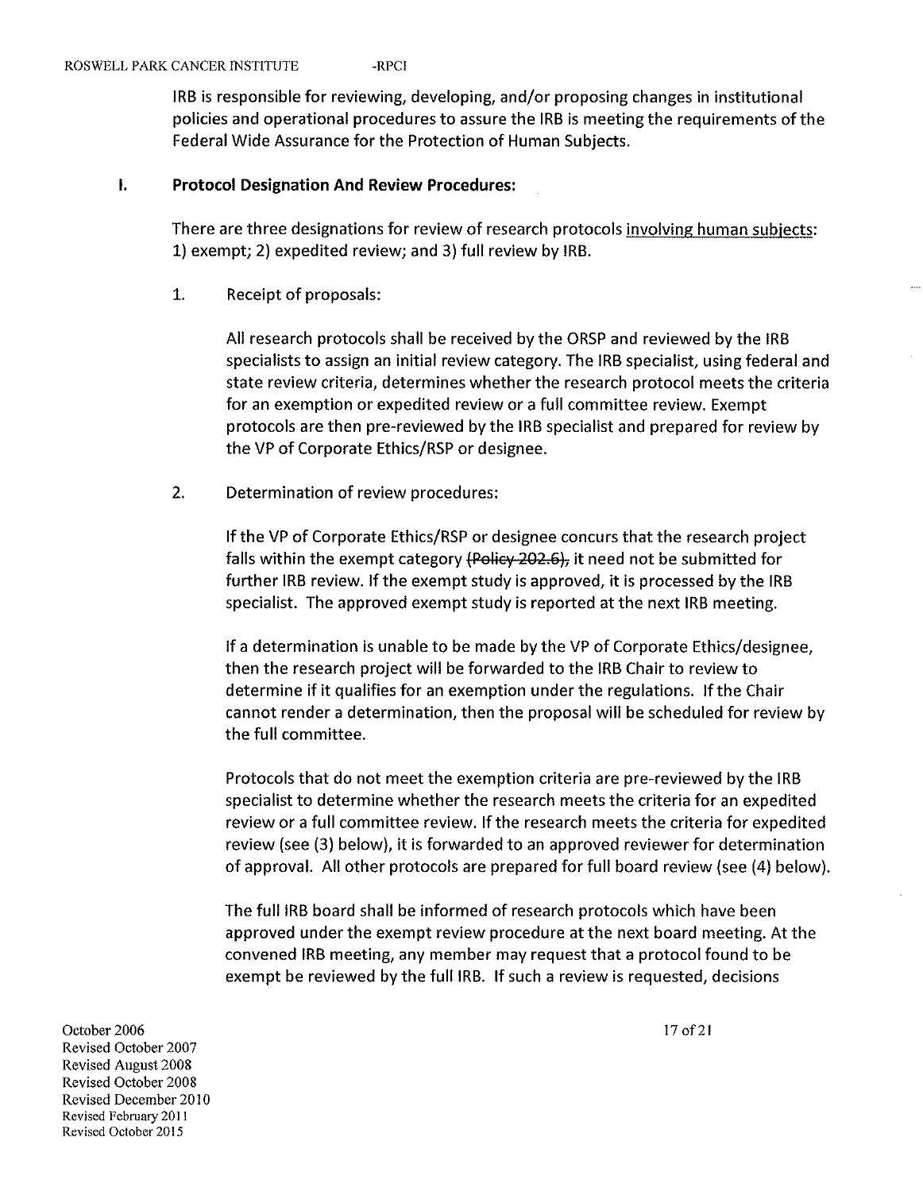IRB is responsible for reviewing, developing, and/or proposing changes in institutional policies and operational procedures to assure the IRB is meeting the requirements of the Federal Wide Assurance for the Protection of Human Subjects.

## I. Protocol Designation And Review Procedures:

There are three designations for review of research protocols <u>involving human subjects</u>: 1) exempt; 2) expedited review; and 3) full review by IRB.

1. Receipt of proposals:

   All research protocols shall be received by the ORSP and reviewed by the IRB specialists to assign an initial review category. The IRB specialist, using federal and state review criteria, determines whether the research protocol meets the criteria for an exemption or expedited review or a full committee review. Exempt protocols are then pre-reviewed by the IRB specialist and prepared for review by the VP of Corporate Ethics/RSP or designee.

2. Determination of review procedures:

   If the VP of Corporate Ethics/RSP or designee concurs that the research project falls within the exempt category ~~(Policy 202.6),~~ it need not be submitted for further IRB review. If the exempt study is approved, it is processed by the IRB specialist. The approved exempt study is reported at the next IRB meeting.

   If a determination is unable to be made by the VP of Corporate Ethics/designee, then the research project will be forwarded to the IRB Chair to review to determine if it qualifies for an exemption under the regulations. If the Chair cannot render a determination, then the proposal will be scheduled for review by the full committee.

   Protocols that do not meet the exemption criteria are pre-reviewed by the IRB specialist to determine whether the research meets the criteria for an expedited review or a full committee review. If the research meets the criteria for expedited review (see (3) below), it is forwarded to an approved reviewer for determination of approval. All other protocols are prepared for full board review (see (4) below).

   The full IRB board shall be informed of research protocols which have been approved under the exempt review procedure at the next board meeting. At the convened IRB meeting, any member may request that a protocol found to be exempt be reviewed by the full IRB. If such a review is requested, decisions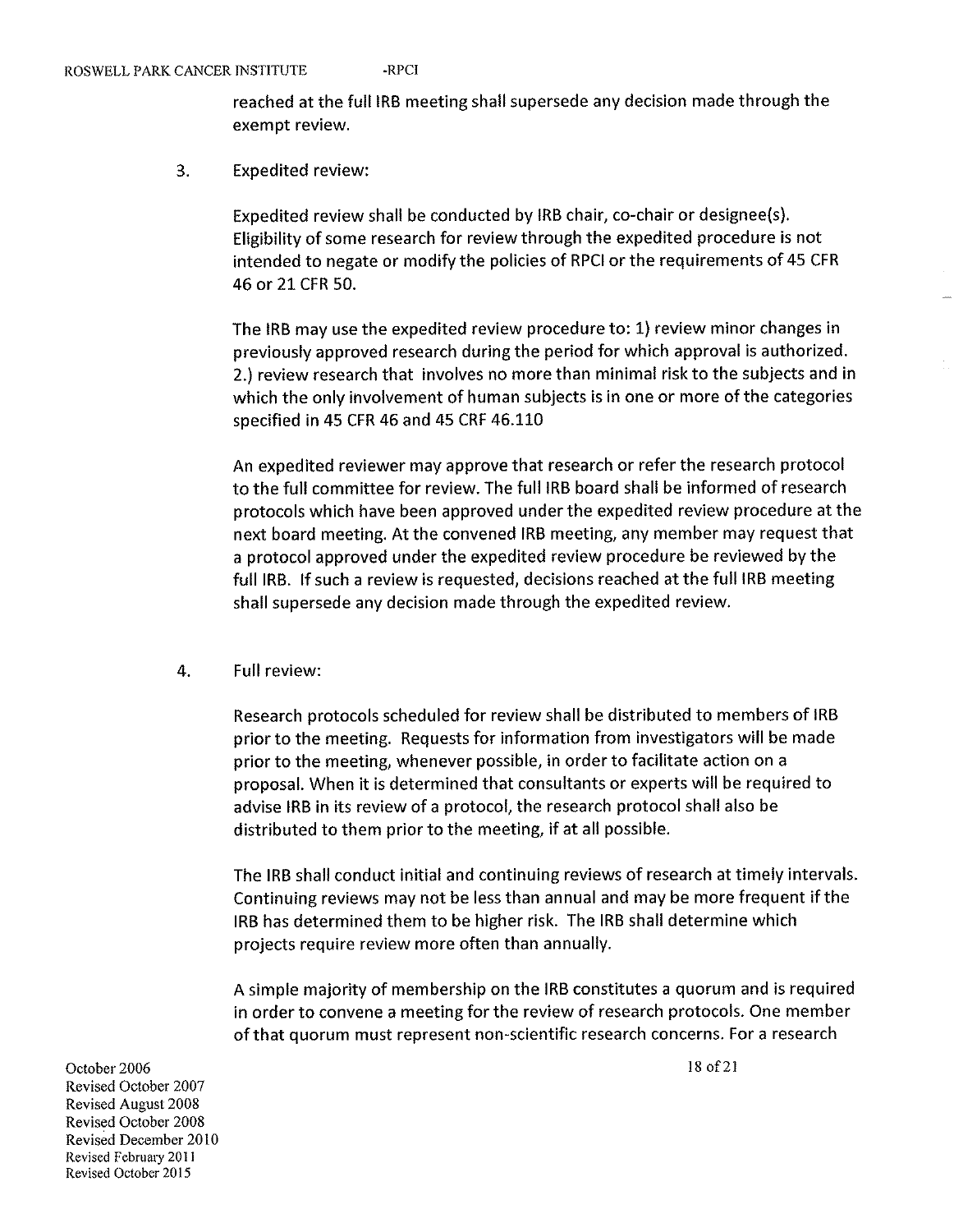reached at the full IRB meeting shall supersede any decision made through the exempt review.

3. Expedited review:

   Expedited review shall be conducted by IRB chair, co-chair or designee(s). Eligibility of some research for review through the expedited procedure is not intended to negate or modify the policies of RPCI or the requirements of 45 CFR 46 or 21 CFR 50.

   The IRB may use the expedited review procedure to: 1) review minor changes in previously approved research during the period for which approval is authorized. 2.) review research that involves no more than minimal risk to the subjects and in which the only involvement of human subjects is in one or more of the categories specified in 45 CFR 46 and 45 CRF 46.110

   An expedited reviewer may approve that research or refer the research protocol to the full committee for review. The full IRB board shall be informed of research protocols which have been approved under the expedited review procedure at the next board meeting. At the convened IRB meeting, any member may request that a protocol approved under the expedited review procedure be reviewed by the full IRB. If such a review is requested, decisions reached at the full IRB meeting shall supersede any decision made through the expedited review.

4. Full review:

   Research protocols scheduled for review shall be distributed to members of IRB prior to the meeting. Requests for information from investigators will be made prior to the meeting, whenever possible, in order to facilitate action on a proposal. When it is determined that consultants or experts will be required to advise IRB in its review of a protocol, the research protocol shall also be distributed to them prior to the meeting, if at all possible.

   The IRB shall conduct initial and continuing reviews of research at timely intervals. Continuing reviews may not be less than annual and may be more frequent if the IRB has determined them to be higher risk. The IRB shall determine which projects require review more often than annually.

   A simple majority of membership on the IRB constitutes a quorum and is required in order to convene a meeting for the review of research protocols. One member of that quorum must represent non-scientific research concerns. For a research

October 2006
Revised October 2007
Revised August 2008
Revised October 2008
Revised December 2010
Revised February 2011
Revised October 2015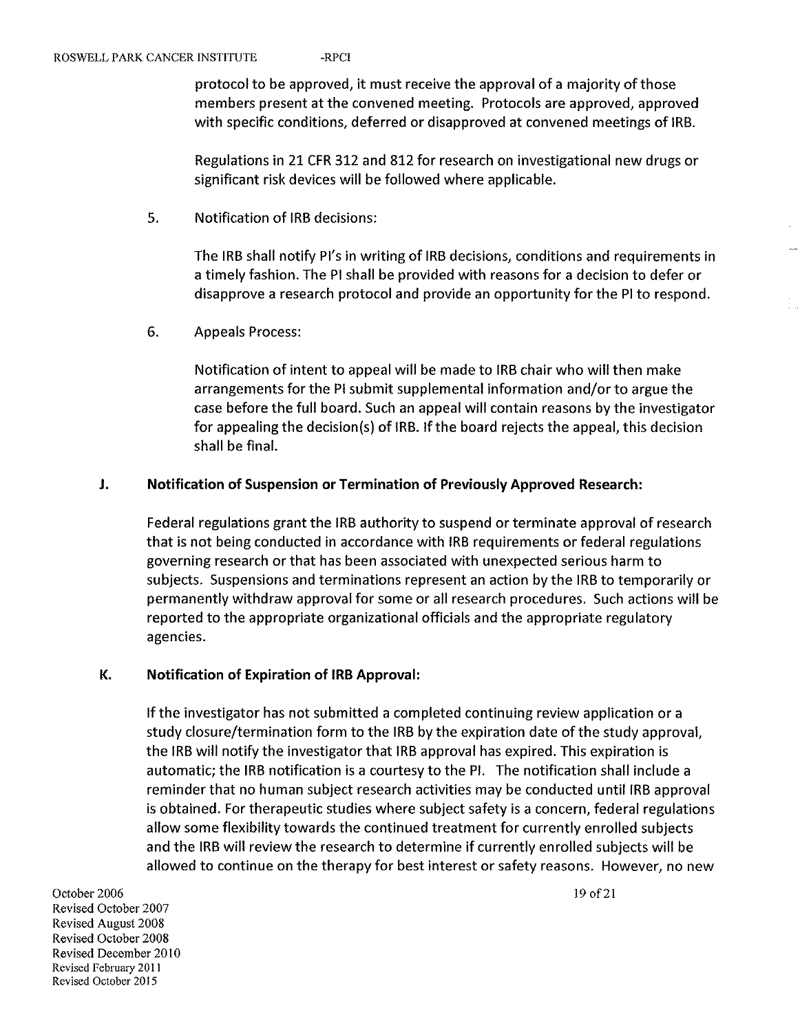protocol to be approved, it must receive the approval of a majority of those members present at the convened meeting. Protocols are approved, approved with specific conditions, deferred or disapproved at convened meetings of IRB.

Regulations in 21 CFR 312 and 812 for research on investigational new drugs or significant risk devices will be followed where applicable.

5. Notification of IRB decisions:

   The IRB shall notify PI's in writing of IRB decisions, conditions and requirements in a timely fashion. The PI shall be provided with reasons for a decision to defer or disapprove a research protocol and provide an opportunity for the PI to respond.

6. Appeals Process:

   Notification of intent to appeal will be made to IRB chair who will then make arrangements for the PI submit supplemental information and/or to argue the case before the full board. Such an appeal will contain reasons by the investigator for appealing the decision(s) of IRB. If the board rejects the appeal, this decision shall be final.

### J. Notification of Suspension or Termination of Previously Approved Research:

Federal regulations grant the IRB authority to suspend or terminate approval of research that is not being conducted in accordance with IRB requirements or federal regulations governing research or that has been associated with unexpected serious harm to subjects. Suspensions and terminations represent an action by the IRB to temporarily or permanently withdraw approval for some or all research procedures. Such actions will be reported to the appropriate organizational officials and the appropriate regulatory agencies.

### K. Notification of Expiration of IRB Approval:

If the investigator has not submitted a completed continuing review application or a study closure/termination form to the IRB by the expiration date of the study approval, the IRB will notify the investigator that IRB approval has expired. This expiration is automatic; the IRB notification is a courtesy to the PI. The notification shall include a reminder that no human subject research activities may be conducted until IRB approval is obtained. For therapeutic studies where subject safety is a concern, federal regulations allow some flexibility towards the continued treatment for currently enrolled subjects and the IRB will review the research to determine if currently enrolled subjects will be allowed to continue on the therapy for best interest or safety reasons. However, no new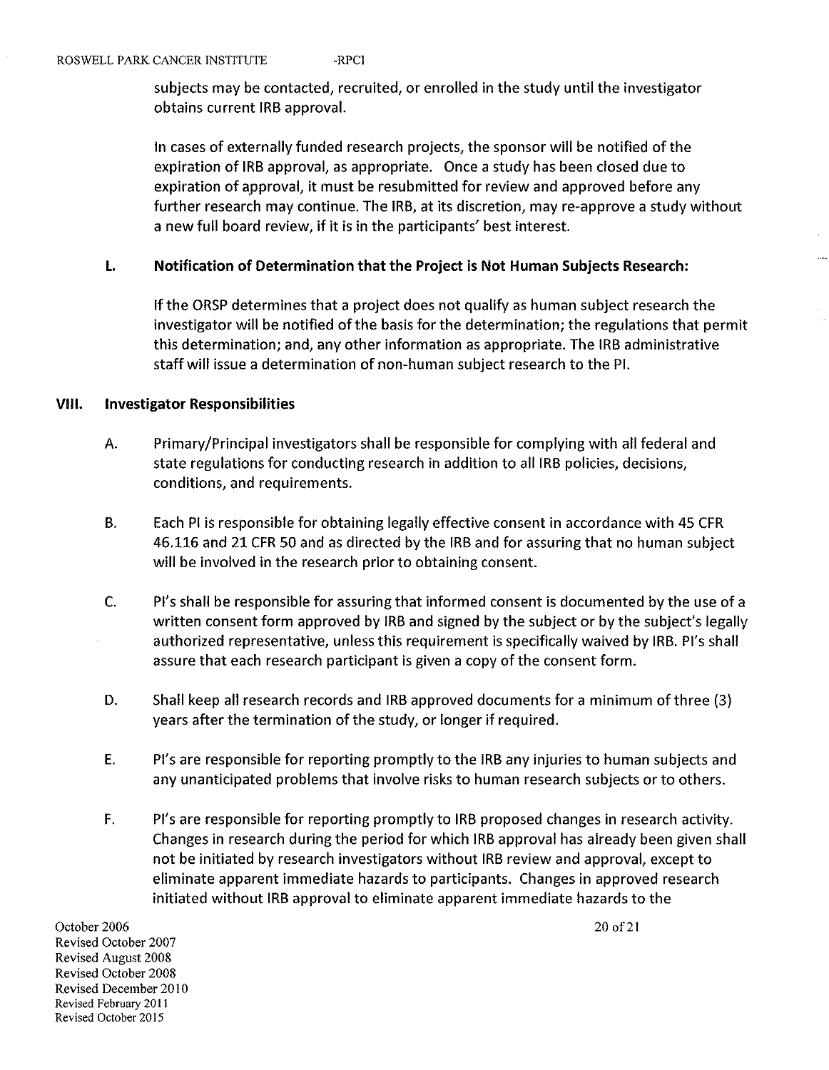subjects may be contacted, recruited, or enrolled in the study until the investigator obtains current IRB approval.

In cases of externally funded research projects, the sponsor will be notified of the expiration of IRB approval, as appropriate. Once a study has been closed due to expiration of approval, it must be resubmitted for review and approved before any further research may continue. The IRB, at its discretion, may re-approve a study without a new full board review, if it is in the participants' best interest.

### L. Notification of Determination that the Project is Not Human Subjects Research:

If the ORSP determines that a project does not qualify as human subject research the investigator will be notified of the basis for the determination; the regulations that permit this determination; and, any other information as appropriate. The IRB administrative staff will issue a determination of non-human subject research to the PI.

## VIII. Investigator Responsibilities

A. Primary/Principal investigators shall be responsible for complying with all federal and state regulations for conducting research in addition to all IRB policies, decisions, conditions, and requirements.

B. Each PI is responsible for obtaining legally effective consent in accordance with 45 CFR 46.116 and 21 CFR 50 and as directed by the IRB and for assuring that no human subject will be involved in the research prior to obtaining consent.

C. PI's shall be responsible for assuring that informed consent is documented by the use of a written consent form approved by IRB and signed by the subject or by the subject's legally authorized representative, unless this requirement is specifically waived by IRB. PI's shall assure that each research participant is given a copy of the consent form.

D. Shall keep all research records and IRB approved documents for a minimum of three (3) years after the termination of the study, or longer if required.

E. PI's are responsible for reporting promptly to the IRB any injuries to human subjects and any unanticipated problems that involve risks to human research subjects or to others.

F. PI's are responsible for reporting promptly to IRB proposed changes in research activity. Changes in research during the period for which IRB approval has already been given shall not be initiated by research investigators without IRB review and approval, except to eliminate apparent immediate hazards to participants. Changes in approved research initiated without IRB approval to eliminate apparent immediate hazards to the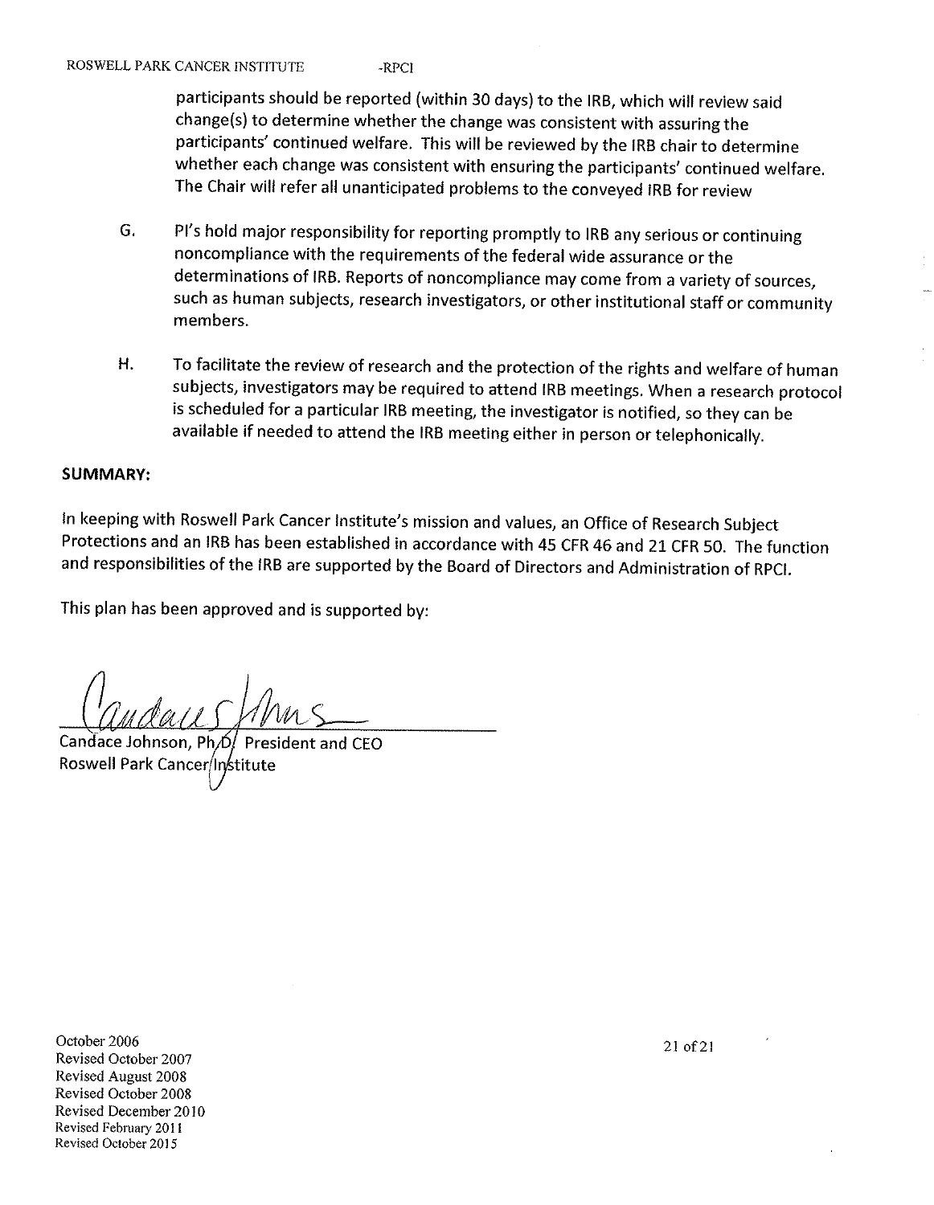participants should be reported (within 30 days) to the IRB, which will review said change(s) to determine whether the change was consistent with assuring the participants' continued welfare. This will be reviewed by the IRB chair to determine whether each change was consistent with ensuring the participants' continued welfare. The Chair will refer all unanticipated problems to the conveyed IRB for review

G. PI's hold major responsibility for reporting promptly to IRB any serious or continuing noncompliance with the requirements of the federal wide assurance or the determinations of IRB. Reports of noncompliance may come from a variety of sources, such as human subjects, research investigators, or other institutional staff or community members.

H. To facilitate the review of research and the protection of the rights and welfare of human subjects, investigators may be required to attend IRB meetings. When a research protocol is scheduled for a particular IRB meeting, the investigator is notified, so they can be available if needed to attend the IRB meeting either in person or telephonically.

**SUMMARY:**

In keeping with Roswell Park Cancer Institute's mission and values, an Office of Research Subject Protections and an IRB has been established in accordance with 45 CFR 46 and 21 CFR 50. The function and responsibilities of the IRB are supported by the Board of Directors and Administration of RPCI.

This plan has been approved and is supported by:

Candace Johnson, Ph.D. President and CEO
Roswell Park Cancer Institute

October 2006
Revised October 2007
Revised August 2008
Revised October 2008
Revised December 2010
Revised February 2011
Revised October 2015